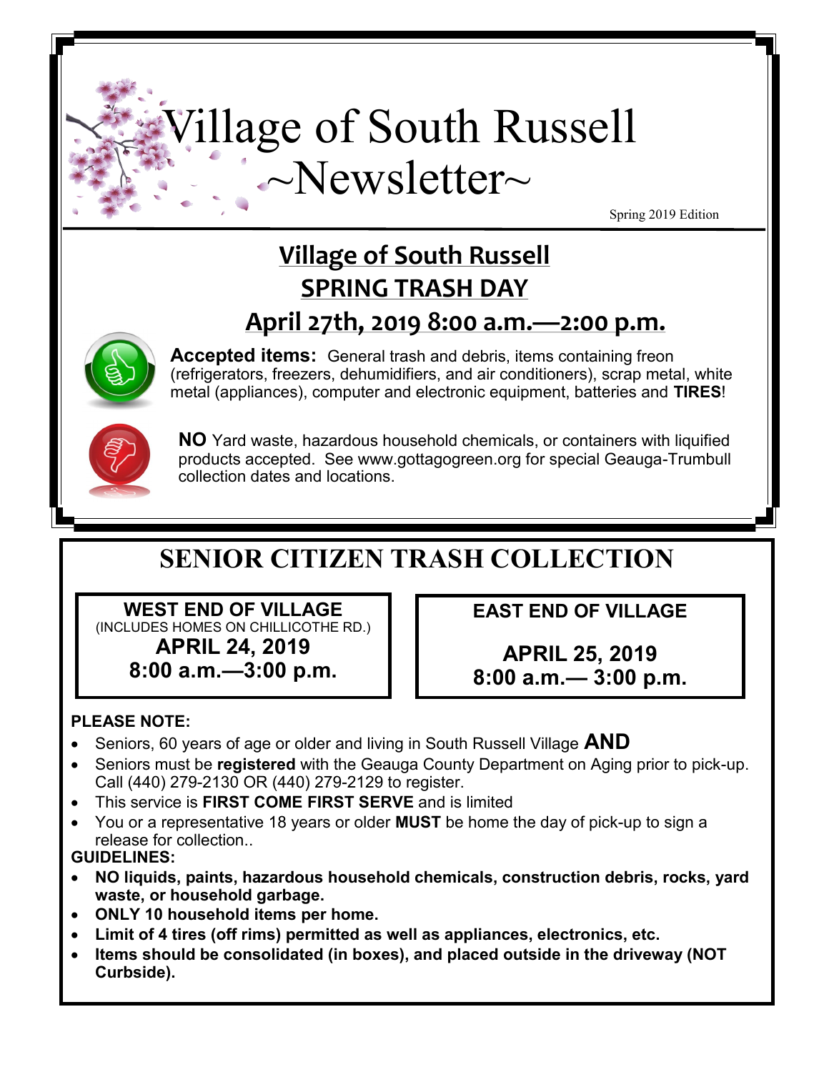# Village of South Russell
## ~Newsletter~

Spring 2019 Edition

## Village of South Russell
## SPRING TRASH DAY
## April 27th, 2019 8:00 a.m.—2:00 p.m.

**Accepted items:** General trash and debris, items containing freon (refrigerators, freezers, dehumidifiers, and air conditioners), scrap metal, white metal (appliances), computer and electronic equipment, batteries and **TIRES**!

**NO** Yard waste, hazardous household chemicals, or containers with liquified products accepted. See www.gottagogreen.org for special Geauga-Trumbull collection dates and locations.

## SENIOR CITIZEN TRASH COLLECTION

**WEST END OF VILLAGE**
(INCLUDES HOMES ON CHILLICOTHE RD.)
**APRIL 24, 2019**
**8:00 a.m.—3:00 p.m.**

**EAST END OF VILLAGE**
**APRIL 25, 2019**
**8:00 a.m.— 3:00 p.m.**

**PLEASE NOTE:**

- Seniors, 60 years of age or older and living in South Russell Village **AND**
- Seniors must be **registered** with the Geauga County Department on Aging prior to pick-up. Call (440) 279-2130 OR (440) 279-2129 to register.
- This service is **FIRST COME FIRST SERVE** and is limited
- You or a representative 18 years or older **MUST** be home the day of pick-up to sign a release for collection..

**GUIDELINES:**

- **NO liquids, paints, hazardous household chemicals, construction debris, rocks, yard waste, or household garbage.**
- **ONLY 10 household items per home.**
- **Limit of 4 tires (off rims) permitted as well as appliances, electronics, etc.**
- **Items should be consolidated (in boxes), and placed outside in the driveway (NOT Curbside).**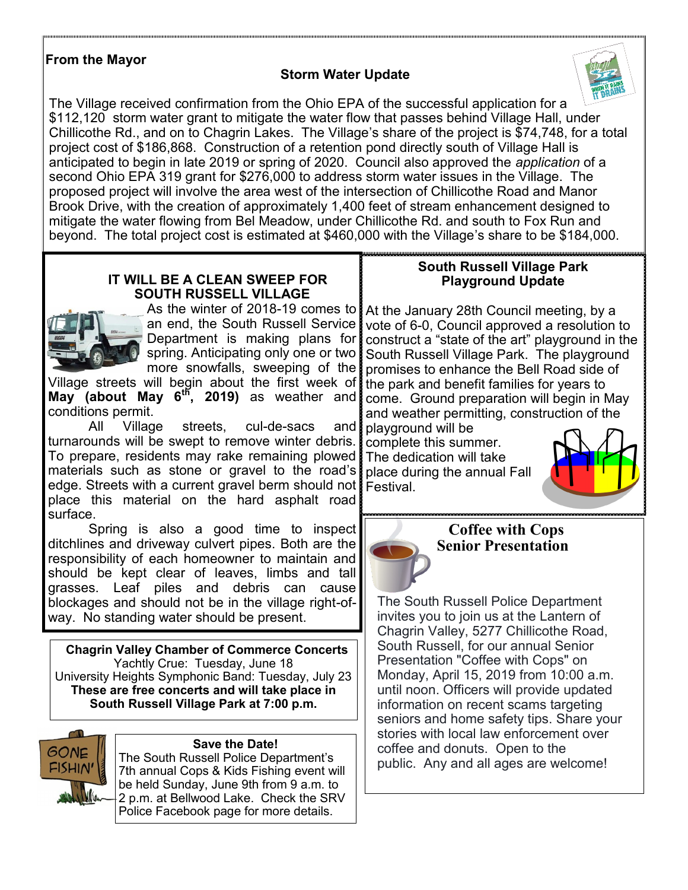## From the Mayor

### Storm Water Update

The Village received confirmation from the Ohio EPA of the successful application for a $112,120 storm water grant to mitigate the water flow that passes behind Village Hall, under Chillicothe Rd., and on to Chagrin Lakes. The Village's share of the project is $74,748, for a total project cost of $186,868. Construction of a retention pond directly south of Village Hall is anticipated to begin in late 2019 or spring of 2020. Council also approved the *application* of a second Ohio EPA 319 grant for $276,000 to address storm water issues in the Village. The proposed project will involve the area west of the intersection of Chillicothe Road and Manor Brook Drive, with the creation of approximately 1,400 feet of stream enhancement designed to mitigate the water flowing from Bel Meadow, under Chillicothe Rd. and south to Fox Run and beyond. The total project cost is estimated at $460,000 with the Village's share to be $184,000.

### IT WILL BE A CLEAN SWEEP FOR SOUTH RUSSELL VILLAGE

As the winter of 2018-19 comes to an end, the South Russell Service Department is making plans for spring. Anticipating only one or two more snowfalls, sweeping of the Village streets will begin about the first week of **May (about May 6th, 2019)** as weather and conditions permit.

All Village streets, cul-de-sacs and turnarounds will be swept to remove winter debris. To prepare, residents may rake remaining plowed materials such as stone or gravel to the road's edge. Streets with a current gravel berm should not place this material on the hard asphalt road surface.

Spring is also a good time to inspect ditchlines and driveway culvert pipes. Both are the responsibility of each homeowner to maintain and should be kept clear of leaves, limbs and tall grasses. Leaf piles and debris can cause blockages and should not be in the village right-of-way. No standing water should be present.

### South Russell Village Park Playground Update

At the January 28th Council meeting, by a vote of 6-0, Council approved a resolution to construct a "state of the art" playground in the South Russell Village Park. The playground promises to enhance the Bell Road side of the park and benefit families for years to come. Ground preparation will begin in May and weather permitting, construction of the playground will be complete this summer. The dedication will take place during the annual Fall Festival.

### Chagrin Valley Chamber of Commerce Concerts

Yachtly Crue: Tuesday, June 18
University Heights Symphonic Band: Tuesday, July 23
**These are free concerts and will take place in South Russell Village Park at 7:00 p.m.**

### Coffee with Cops Senior Presentation

The South Russell Police Department invites you to join us at the Lantern of Chagrin Valley, 5277 Chillicothe Road, South Russell, for our annual Senior Presentation "Coffee with Cops" on Monday, April 15, 2019 from 10:00 a.m. until noon. Officers will provide updated information on recent scams targeting seniors and home safety tips. Share your stories with local law enforcement over coffee and donuts. Open to the public. Any and all ages are welcome!

### Save the Date!

The South Russell Police Department's 7th annual Cops & Kids Fishing event will be held Sunday, June 9th from 9 a.m. to 2 p.m. at Bellwood Lake. Check the SRV Police Facebook page for more details.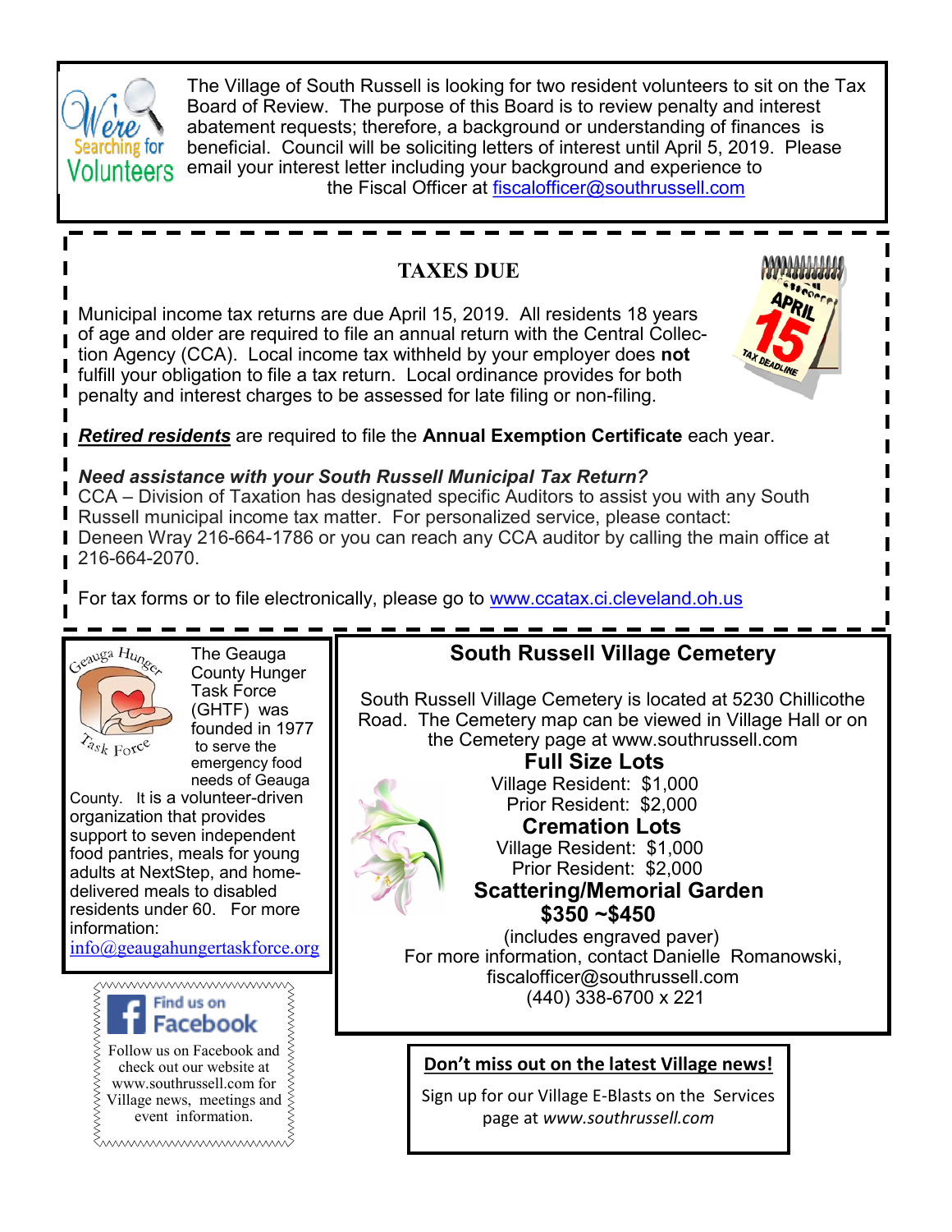**We're Searching for Volunteers**

The Village of South Russell is looking for two resident volunteers to sit on the Tax Board of Review. The purpose of this Board is to review penalty and interest abatement requests; therefore, a background or understanding of finances is beneficial. Council will be soliciting letters of interest until April 5, 2019. Please email your interest letter including your background and experience to the Fiscal Officer at fiscalofficer@southrussell.com

## TAXES DUE

Municipal income tax returns are due April 15, 2019. All residents 18 years of age and older are required to file an annual return with the Central Collection Agency (CCA). Local income tax withheld by your employer does **not** fulfill your obligation to file a tax return. Local ordinance provides for both penalty and interest charges to be assessed for late filing or non-filing.

***Retired residents*** are required to file the **Annual Exemption Certificate** each year.

***Need assistance with your South Russell Municipal Tax Return?***
CCA – Division of Taxation has designated specific Auditors to assist you with any South Russell municipal income tax matter. For personalized service, please contact:
Deneen Wray 216-664-1786 or you can reach any CCA auditor by calling the main office at 216-664-2070.

For tax forms or to file electronically, please go to www.ccatax.ci.cleveland.oh.us

**Geauga Hunger Task Force**

The Geauga County Hunger Task Force (GHTF) was founded in 1977 to serve the emergency food needs of Geauga County. It is a volunteer-driven organization that provides support to seven independent food pantries, meals for young adults at NextStep, and home-delivered meals to disabled residents under 60. For more information: info@geaugahungertaskforce.org

## South Russell Village Cemetery

South Russell Village Cemetery is located at 5230 Chillicothe Road. The Cemetery map can be viewed in Village Hall or on the Cemetery page at www.southrussell.com

**Full Size Lots**
Village Resident: $1,000
Prior Resident: $2,000

**Cremation Lots**
Village Resident: $1,000
Prior Resident: $2,000

**Scattering/Memorial Garden**
**$350 ~$450**
(includes engraved paver)

For more information, contact Danielle Romanowski,
fiscalofficer@southrussell.com
(440) 338-6700 x 221

**Find us on Facebook**

Follow us on Facebook and check out our website at www.southrussell.com for Village news, meetings and event information.

**Don't miss out on the latest Village news!**

Sign up for our Village E-Blasts on the Services page at *www.southrussell.com*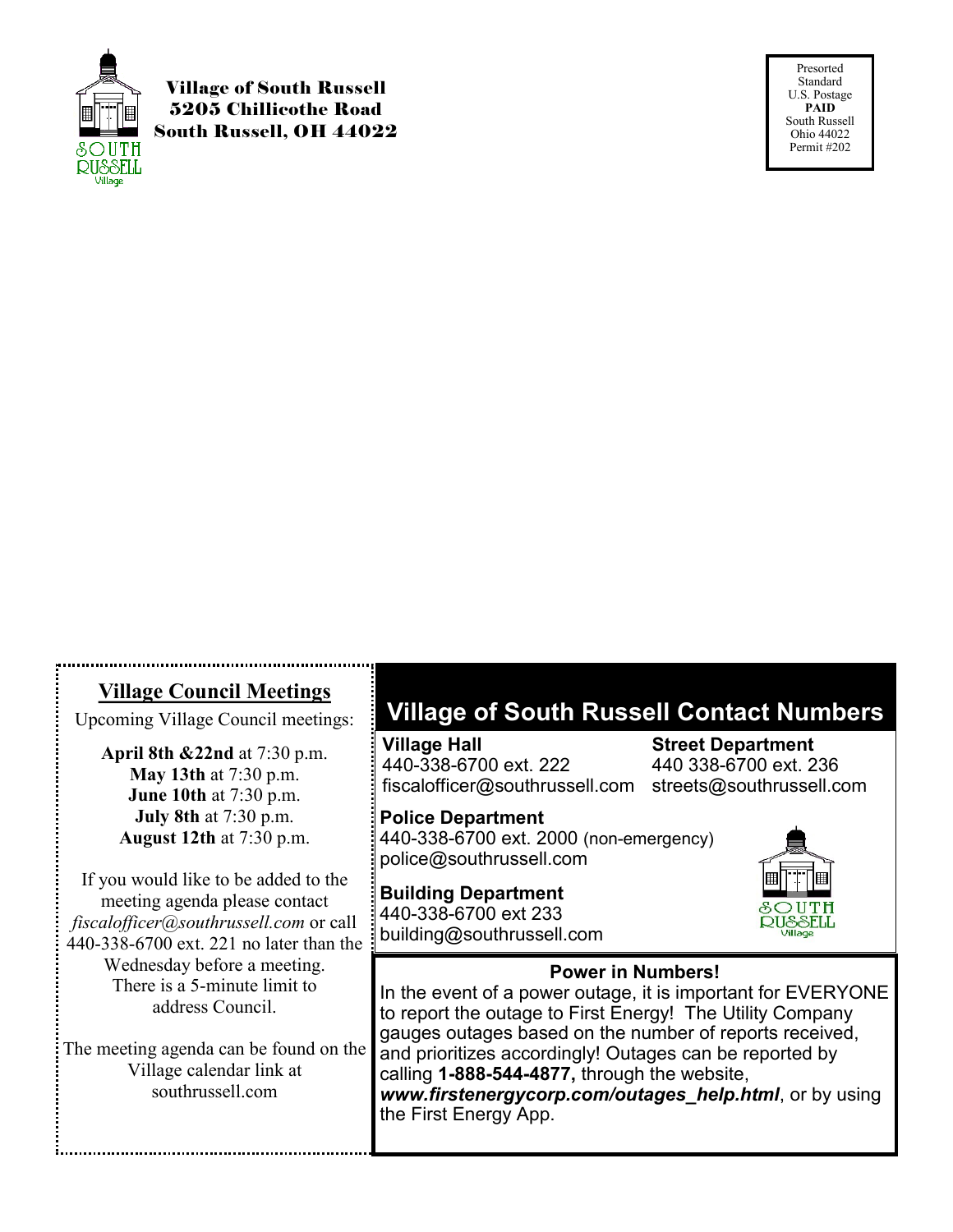Village of South Russell
5205 Chillicothe Road
South Russell, OH 44022

Presorted
Standard
U.S. Postage
**PAID**
South Russell
Ohio 44022
Permit #202

## Village Council Meetings

Upcoming Village Council meetings:

**April 8th &22nd** at 7:30 p.m.
**May 13th** at 7:30 p.m.
**June 10th** at 7:30 p.m.
**July 8th** at 7:30 p.m.
**August 12th** at 7:30 p.m.

If you would like to be added to the meeting agenda please contact *fiscalofficer@southrussell.com* or call 440-338-6700 ext. 221 no later than the Wednesday before a meeting. There is a 5-minute limit to address Council.

The meeting agenda can be found on the Village calendar link at southrussell.com

## Village of South Russell Contact Numbers

**Village Hall**
440-338-6700 ext. 222
fiscalofficer@southrussell.com

**Street Department**
440 338-6700 ext. 236
streets@southrussell.com

**Police Department**
440-338-6700 ext. 2000 (non-emergency)
police@southrussell.com

**Building Department**
440-338-6700 ext 233
building@southrussell.com

### Power in Numbers!

In the event of a power outage, it is important for EVERYONE to report the outage to First Energy! The Utility Company gauges outages based on the number of reports received, and prioritizes accordingly! Outages can be reported by calling **1-888-544-4877,** through the website, ***www.firstenergycorp.com/outages_help.html***, or by using the First Energy App.